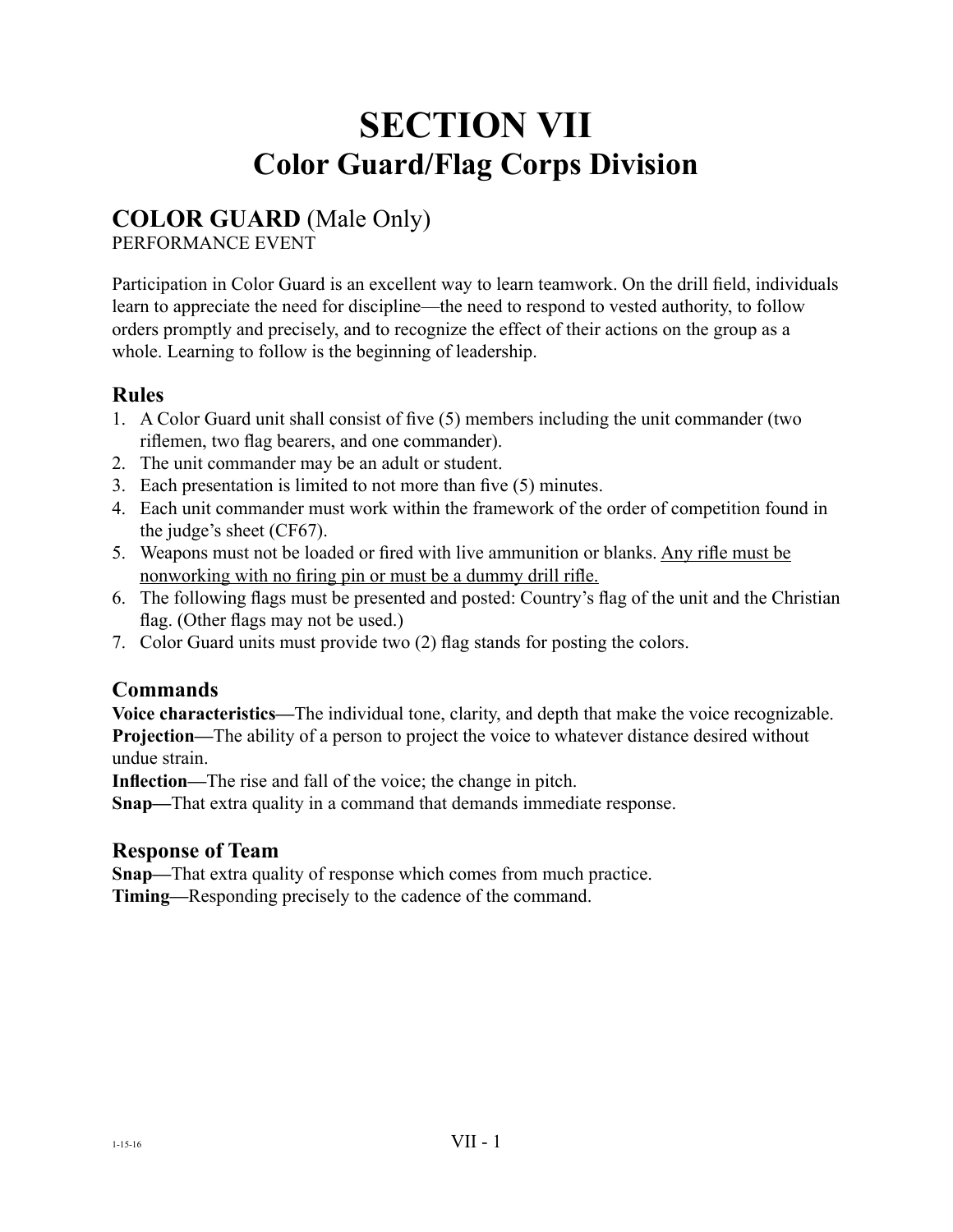# SECTION VII
## Color Guard/Flag Corps Division

## COLOR GUARD (Male Only)
PERFORMANCE EVENT

Participation in Color Guard is an excellent way to learn teamwork. On the drill field, individuals learn to appreciate the need for discipline—the need to respond to vested authority, to follow orders promptly and precisely, and to recognize the effect of their actions on the group as a whole. Learning to follow is the beginning of leadership.

### Rules

1. A Color Guard unit shall consist of five (5) members including the unit commander (two riflemen, two flag bearers, and one commander).
2. The unit commander may be an adult or student.
3. Each presentation is limited to not more than five (5) minutes.
4. Each unit commander must work within the framework of the order of competition found in the judge's sheet (CF67).
5. Weapons must not be loaded or fired with live ammunition or blanks. <u>Any rifle must be nonworking with no firing pin or must be a dummy drill rifle.</u>
6. The following flags must be presented and posted: Country's flag of the unit and the Christian flag. (Other flags may not be used.)
7. Color Guard units must provide two (2) flag stands for posting the colors.

### Commands

**Voice characteristics—**The individual tone, clarity, and depth that make the voice recognizable.
**Projection—**The ability of a person to project the voice to whatever distance desired without undue strain.
**Inflection—**The rise and fall of the voice; the change in pitch.
**Snap—**That extra quality in a command that demands immediate response.

### Response of Team

**Snap—**That extra quality of response which comes from much practice.
**Timing—**Responding precisely to the cadence of the command.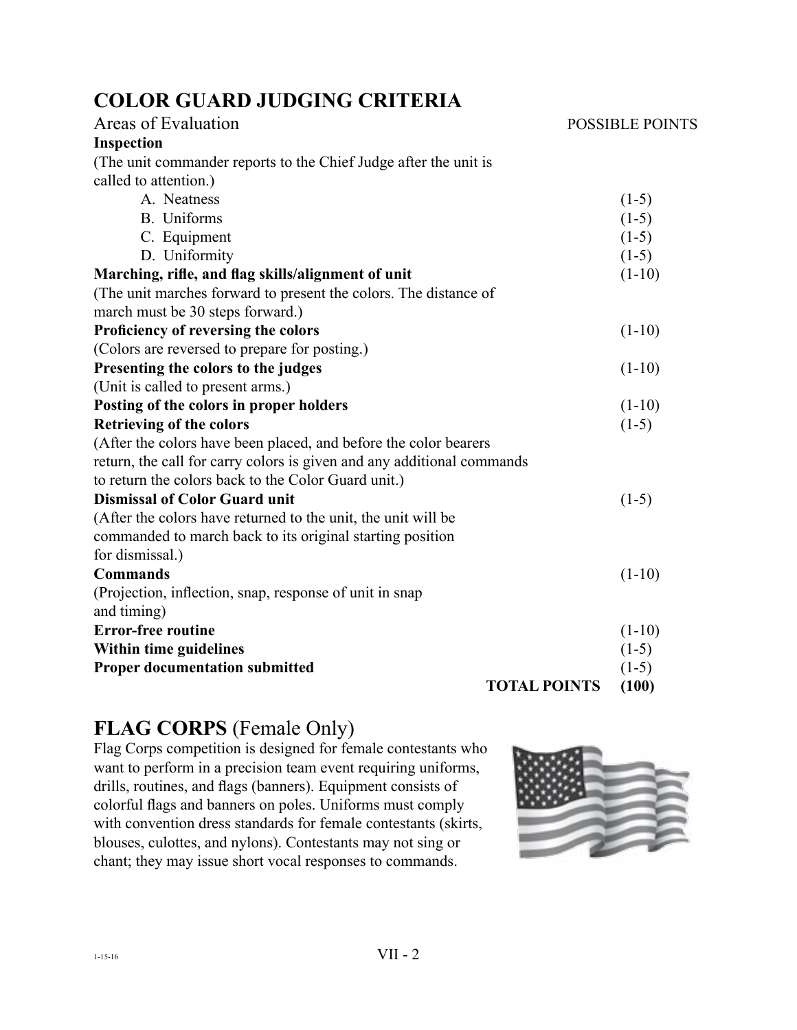## COLOR GUARD JUDGING CRITERIA

| Areas of Evaluation | POSSIBLE POINTS |
|---|---|
| **Inspection** | |
| (The unit commander reports to the Chief Judge after the unit is called to attention.) | |
| A. Neatness | (1-5) |
| B. Uniforms | (1-5) |
| C. Equipment | (1-5) |
| D. Uniformity | (1-5) |
| **Marching, rifle, and flag skills/alignment of unit** | (1-10) |
| (The unit marches forward to present the colors. The distance of march must be 30 steps forward.) | |
| **Proficiency of reversing the colors** | (1-10) |
| (Colors are reversed to prepare for posting.) | |
| **Presenting the colors to the judges** | (1-10) |
| (Unit is called to present arms.) | |
| **Posting of the colors in proper holders** | (1-10) |
| **Retrieving of the colors** | (1-5) |
| (After the colors have been placed, and before the color bearers return, the call for carry colors is given and any additional commands to return the colors back to the Color Guard unit.) | |
| **Dismissal of Color Guard unit** | (1-5) |
| (After the colors have returned to the unit, the unit will be commanded to march back to its original starting position for dismissal.) | |
| **Commands** | (1-10) |
| (Projection, inflection, snap, response of unit in snap and timing) | |
| **Error-free routine** | (1-10) |
| **Within time guidelines** | (1-5) |
| **Proper documentation submitted** | (1-5) |
| **TOTAL POINTS** | **(100)** |

## FLAG CORPS (Female Only)

Flag Corps competition is designed for female contestants who want to perform in a precision team event requiring uniforms, drills, routines, and flags (banners). Equipment consists of colorful flags and banners on poles. Uniforms must comply with convention dress standards for female contestants (skirts, blouses, culottes, and nylons). Contestants may not sing or chant; they may issue short vocal responses to commands.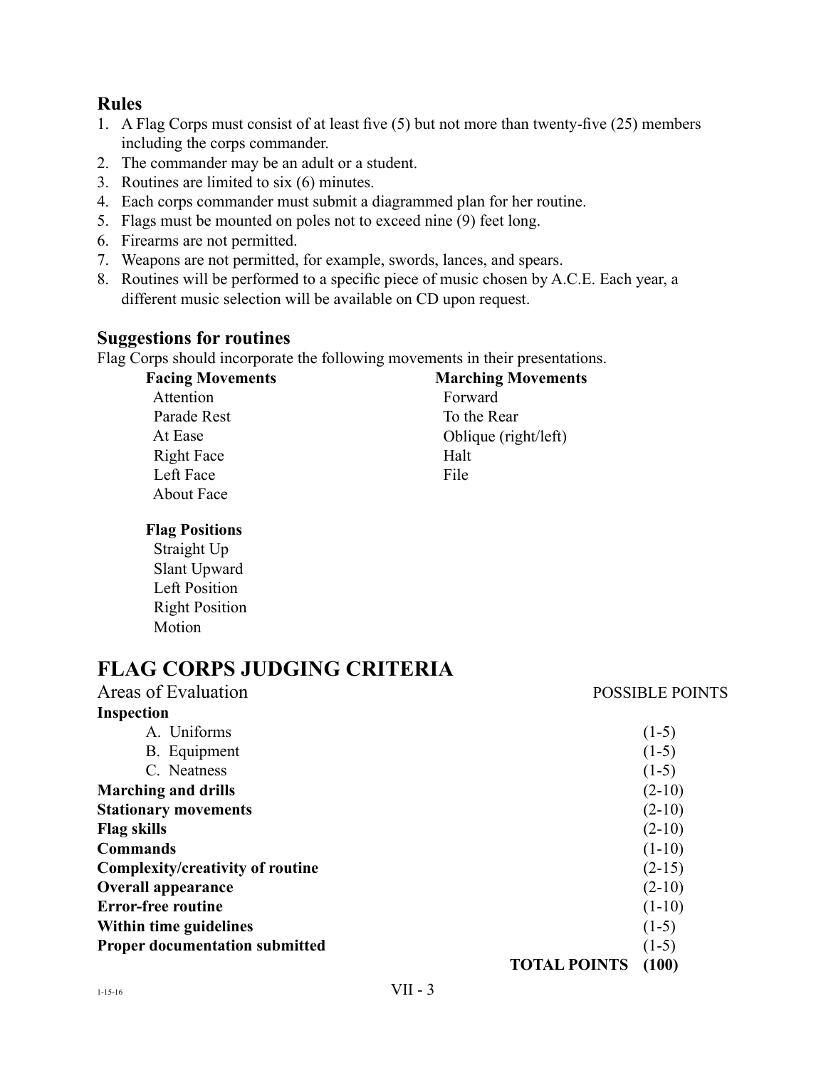## Rules

1. A Flag Corps must consist of at least five (5) but not more than twenty-five (25) members including the corps commander.
2. The commander may be an adult or a student.
3. Routines are limited to six (6) minutes.
4. Each corps commander must submit a diagrammed plan for her routine.
5. Flags must be mounted on poles not to exceed nine (9) feet long.
6. Firearms are not permitted.
7. Weapons are not permitted, for example, swords, lances, and spears.
8. Routines will be performed to a specific piece of music chosen by A.C.E. Each year, a different music selection will be available on CD upon request.

## Suggestions for routines

Flag Corps should incorporate the following movements in their presentations.

**Facing Movements**
- Attention
- Parade Rest
- At Ease
- Right Face
- Left Face
- About Face

**Marching Movements**
- Forward
- To the Rear
- Oblique (right/left)
- Halt
- File

**Flag Positions**
- Straight Up
- Slant Upward
- Left Position
- Right Position
- Motion

# FLAG CORPS JUDGING CRITERIA

| Areas of Evaluation | POSSIBLE POINTS |
|---|---|
| **Inspection** | |
| A. Uniforms | (1-5) |
| B. Equipment | (1-5) |
| C. Neatness | (1-5) |
| **Marching and drills** | (2-10) |
| **Stationary movements** | (2-10) |
| **Flag skills** | (2-10) |
| **Commands** | (1-10) |
| **Complexity/creativity of routine** | (2-15) |
| **Overall appearance** | (2-10) |
| **Error-free routine** | (1-10) |
| **Within time guidelines** | (1-5) |
| **Proper documentation submitted** | (1-5) |
| **TOTAL POINTS** | **(100)** |